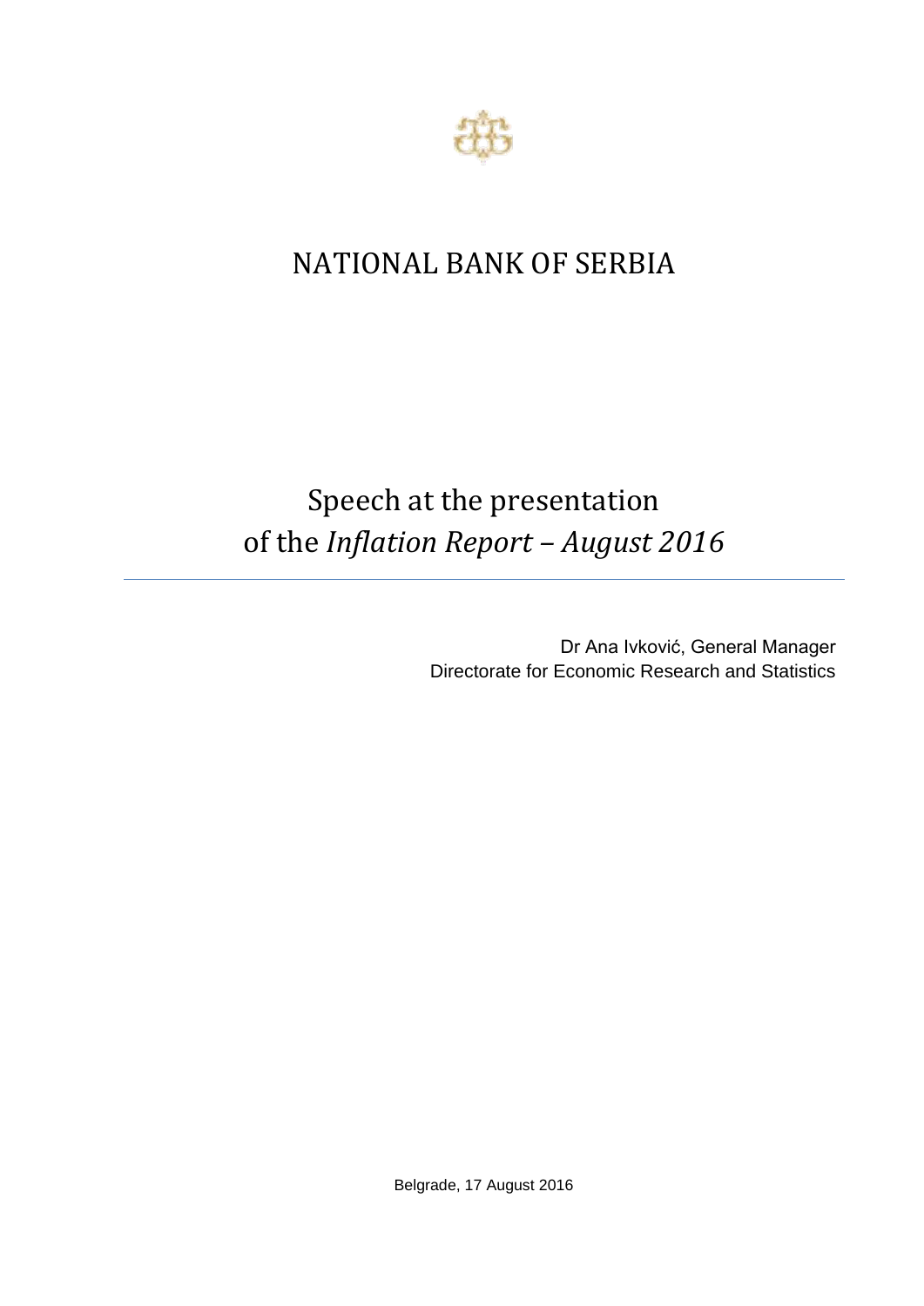# NATIONAL BANK OF SERBIA

## Speech at the presentation of the *Inflation Report – August 2016*

Dr Ana Ivković, General Manager
Directorate for Economic Research and Statistics

Belgrade, 17 August 2016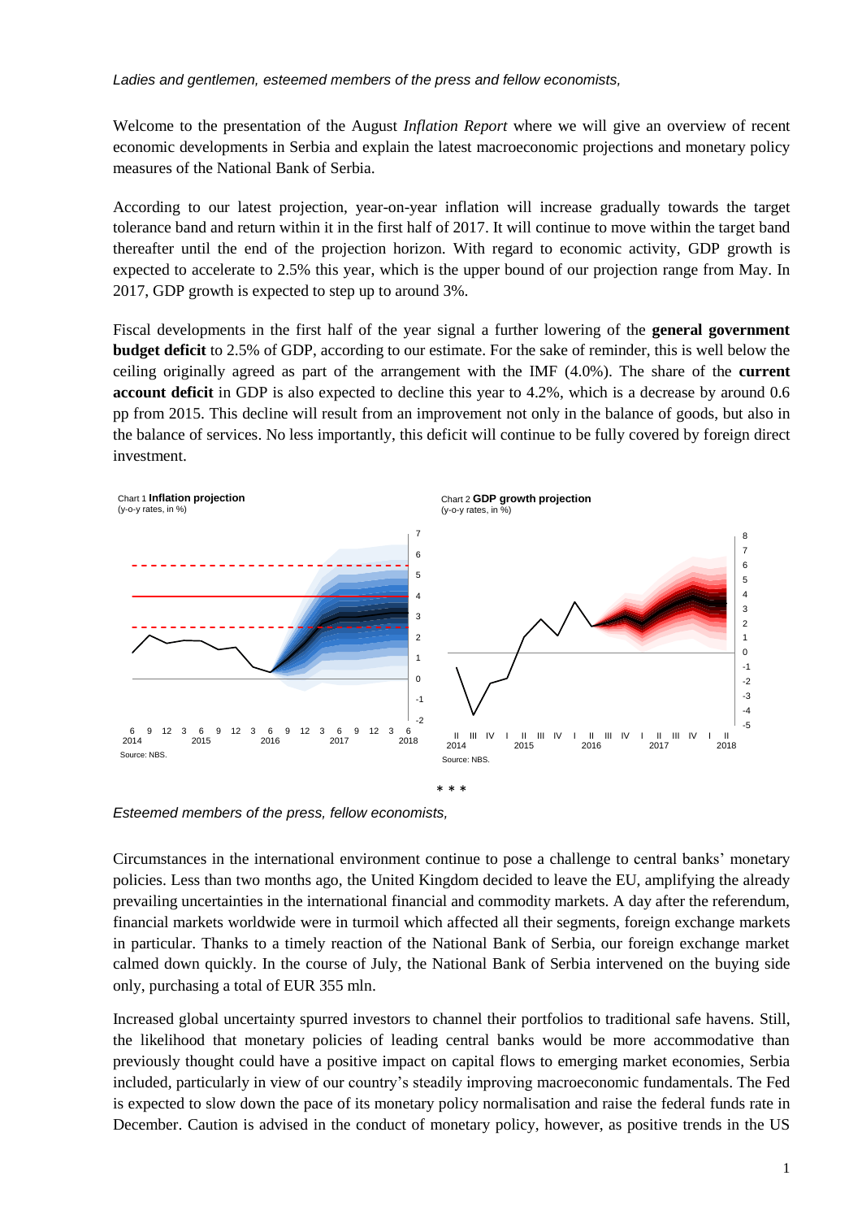*Ladies and gentlemen, esteemed members of the press and fellow economists,*

Welcome to the presentation of the August *Inflation Report* where we will give an overview of recent economic developments in Serbia and explain the latest macroeconomic projections and monetary policy measures of the National Bank of Serbia.

According to our latest projection, year-on-year inflation will increase gradually towards the target tolerance band and return within it in the first half of 2017. It will continue to move within the target band thereafter until the end of the projection horizon. With regard to economic activity, GDP growth is expected to accelerate to 2.5% this year, which is the upper bound of our projection range from May. In 2017, GDP growth is expected to step up to around 3%.

Fiscal developments in the first half of the year signal a further lowering of the **general government budget deficit** to 2.5% of GDP, according to our estimate. For the sake of reminder, this is well below the ceiling originally agreed as part of the arrangement with the IMF (4.0%). The share of the **current account deficit** in GDP is also expected to decline this year to 4.2%, which is a decrease by around 0.6 pp from 2015. This decline will result from an improvement not only in the balance of goods, but also in the balance of services. No less importantly, this deficit will continue to be fully covered by foreign direct investment.

Chart 1 **Inflation projection**
(y-o-y rates, in %)

Source: NBS.

Chart 2 **GDP growth projection**
(y-o-y rates, in %)

Source: NBS.

\* \* \*

*Esteemed members of the press, fellow economists,*

Circumstances in the international environment continue to pose a challenge to central banks' monetary policies. Less than two months ago, the United Kingdom decided to leave the EU, amplifying the already prevailing uncertainties in the international financial and commodity markets. A day after the referendum, financial markets worldwide were in turmoil which affected all their segments, foreign exchange markets in particular. Thanks to a timely reaction of the National Bank of Serbia, our foreign exchange market calmed down quickly. In the course of July, the National Bank of Serbia intervened on the buying side only, purchasing a total of EUR 355 mln.

Increased global uncertainty spurred investors to channel their portfolios to traditional safe havens. Still, the likelihood that monetary policies of leading central banks would be more accommodative than previously thought could have a positive impact on capital flows to emerging market economies, Serbia included, particularly in view of our country's steadily improving macroeconomic fundamentals. The Fed is expected to slow down the pace of its monetary policy normalisation and raise the federal funds rate in December. Caution is advised in the conduct of monetary policy, however, as positive trends in the US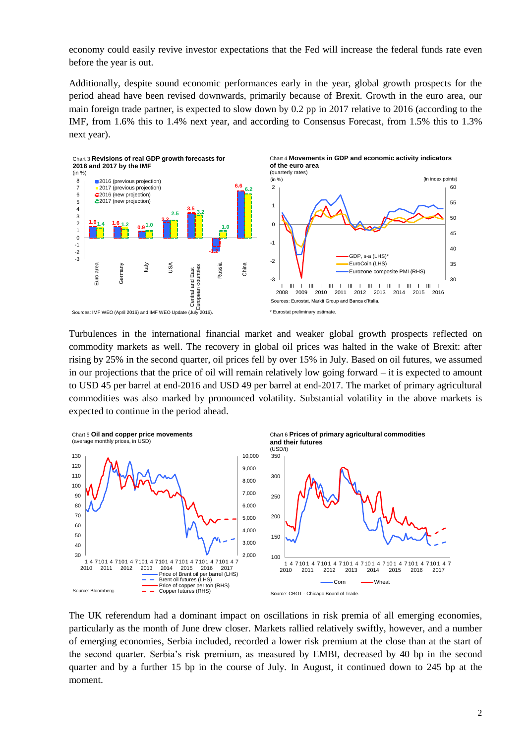economy could easily revive investor expectations that the Fed will increase the federal funds rate even before the year is out.

Additionally, despite sound economic performances early in the year, global growth prospects for the period ahead have been revised downwards, primarily because of Brexit. Growth in the euro area, our main foreign trade partner, is expected to slow down by 0.2 pp in 2017 relative to 2016 (according to the IMF, from 1.6% this to 1.4% next year, and according to Consensus Forecast, from 1.5% this to 1.3% next year).

Chart 3 **Revisions of real GDP growth forecasts for 2016 and 2017 by the IMF**
(in %)

Sources: IMF WEO (April 2016) and IMF WEO Update (July 2016).

Chart 4 **Movements in GDP and economic activity indicators of the euro area**
(quarterly rates)

Sources: Eurostat, Markit Group and Banca d'Italia.

\* Eurostat preliminary estimate.

Turbulences in the international financial market and weaker global growth prospects reflected on commodity markets as well. The recovery in global oil prices was halted in the wake of Brexit: after rising by 25% in the second quarter, oil prices fell by over 15% in July. Based on oil futures, we assumed in our projections that the price of oil will remain relatively low going forward – it is expected to amount to USD 45 per barrel at end-2016 and USD 49 per barrel at end-2017. The market of primary agricultural commodities was also marked by pronounced volatility. Substantial volatility in the above markets is expected to continue in the period ahead.

Chart 5 **Oil and copper price movements**
(average monthly prices, in USD)

Source: Bloomberg.

Chart 6 **Prices of primary agricultural commodities and their futures**
(USD/t)

Source: CBOT - Chicago Board of Trade.

The UK referendum had a dominant impact on oscillations in risk premia of all emerging economies, particularly as the month of June drew closer. Markets rallied relatively swiftly, however, and a number of emerging economies, Serbia included, recorded a lower risk premium at the close than at the start of the second quarter. Serbia's risk premium, as measured by EMBI, decreased by 40 bp in the second quarter and by a further 15 bp in the course of July. In August, it continued down to 245 bp at the moment.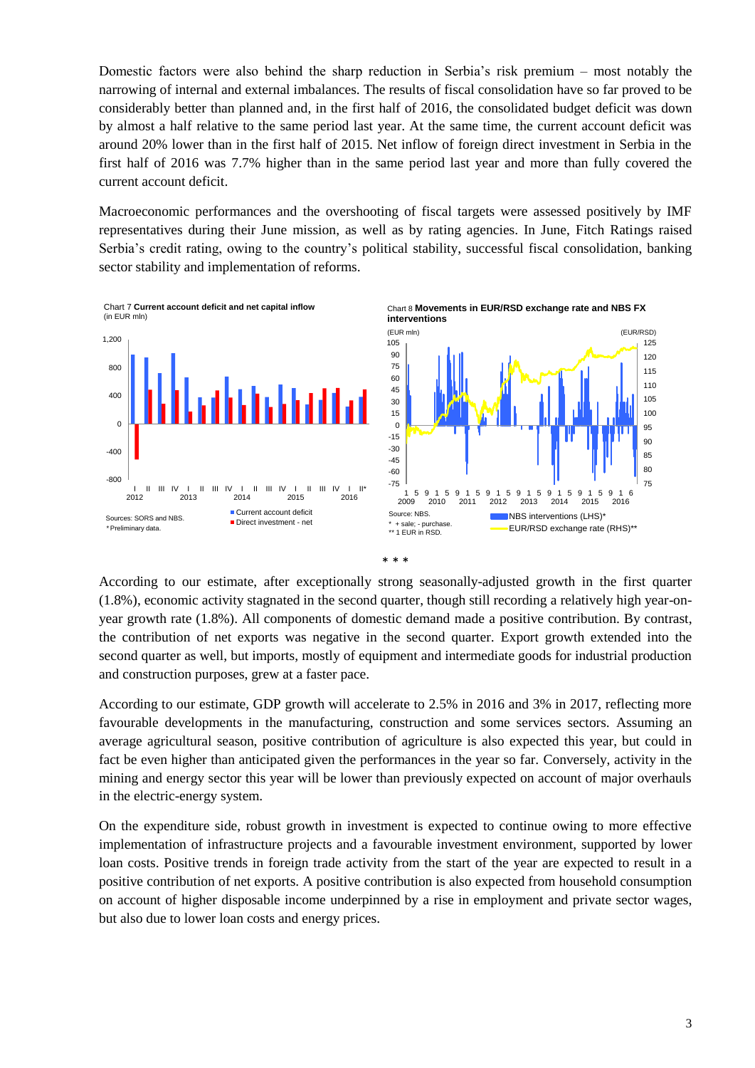Domestic factors were also behind the sharp reduction in Serbia's risk premium – most notably the narrowing of internal and external imbalances. The results of fiscal consolidation have so far proved to be considerably better than planned and, in the first half of 2016, the consolidated budget deficit was down by almost a half relative to the same period last year. At the same time, the current account deficit was around 20% lower than in the first half of 2015. Net inflow of foreign direct investment in Serbia in the first half of 2016 was 7.7% higher than in the same period last year and more than fully covered the current account deficit.

Macroeconomic performances and the overshooting of fiscal targets were assessed positively by IMF representatives during their June mission, as well as by rating agencies. In June, Fitch Ratings raised Serbia's credit rating, owing to the country's political stability, successful fiscal consolidation, banking sector stability and implementation of reforms.

Chart 7 **Current account deficit and net capital inflow**
(in EUR mln)

Sources: SORS and NBS.
* Preliminary data.

Chart 8 **Movements in EUR/RSD exchange rate and NBS FX interventions**

Source: NBS.
* + sale; - purchase.
** 1 EUR in RSD.

\* \* \*

According to our estimate, after exceptionally strong seasonally-adjusted growth in the first quarter (1.8%), economic activity stagnated in the second quarter, though still recording a relatively high year-on-year growth rate (1.8%). All components of domestic demand made a positive contribution. By contrast, the contribution of net exports was negative in the second quarter. Export growth extended into the second quarter as well, but imports, mostly of equipment and intermediate goods for industrial production and construction purposes, grew at a faster pace.

According to our estimate, GDP growth will accelerate to 2.5% in 2016 and 3% in 2017, reflecting more favourable developments in the manufacturing, construction and some services sectors. Assuming an average agricultural season, positive contribution of agriculture is also expected this year, but could in fact be even higher than anticipated given the performances in the year so far. Conversely, activity in the mining and energy sector this year will be lower than previously expected on account of major overhauls in the electric-energy system.

On the expenditure side, robust growth in investment is expected to continue owing to more effective implementation of infrastructure projects and a favourable investment environment, supported by lower loan costs. Positive trends in foreign trade activity from the start of the year are expected to result in a positive contribution of net exports. A positive contribution is also expected from household consumption on account of higher disposable income underpinned by a rise in employment and private sector wages, but also due to lower loan costs and energy prices.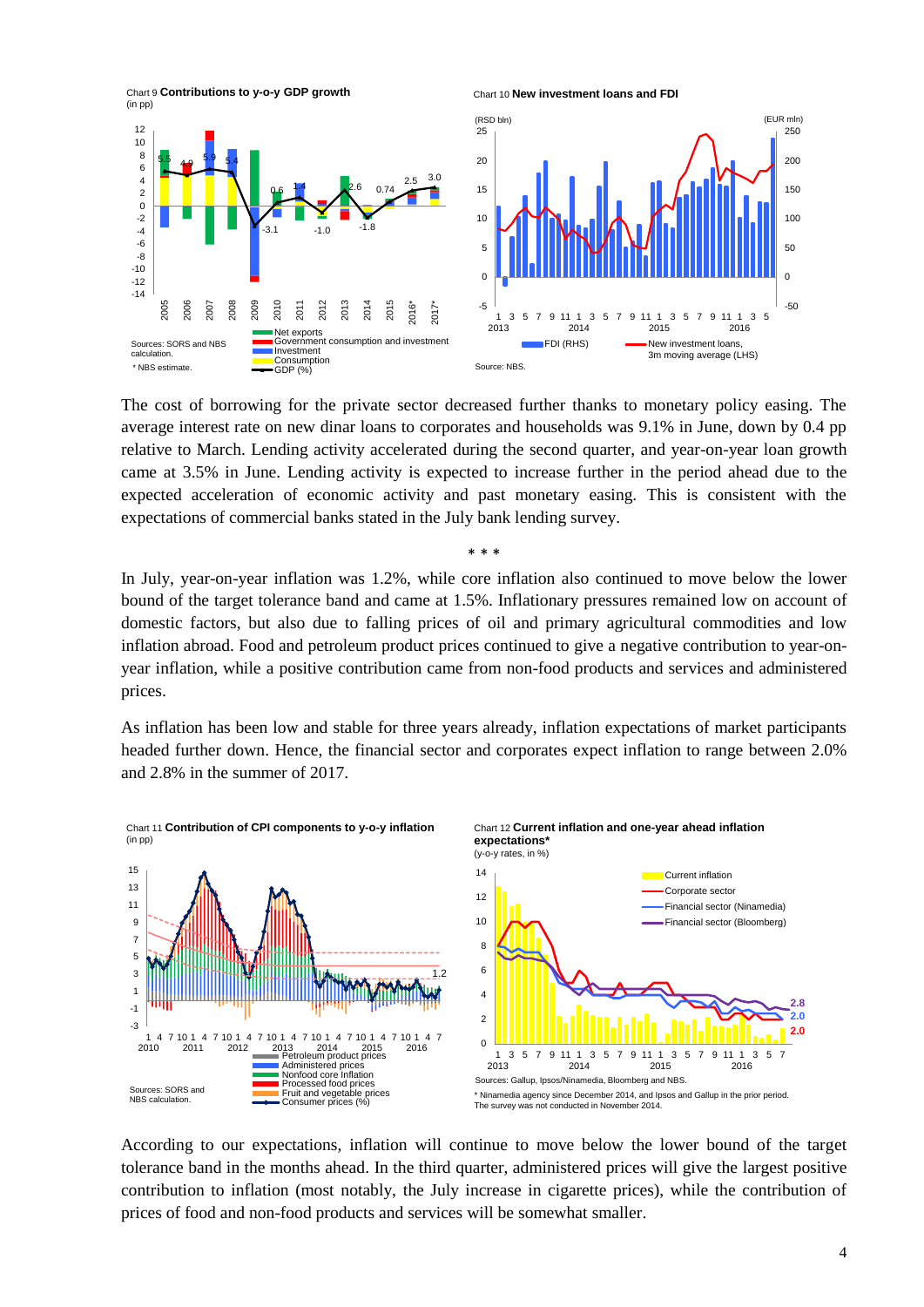Chart 9 **Contributions to y-o-y GDP growth**
(in pp)

Sources: SORS and NBS calculation.
* NBS estimate.

Chart 10 **New investment loans and FDI**

Source: NBS.

The cost of borrowing for the private sector decreased further thanks to monetary policy easing. The average interest rate on new dinar loans to corporates and households was 9.1% in June, down by 0.4 pp relative to March. Lending activity accelerated during the second quarter, and year-on-year loan growth came at 3.5% in June. Lending activity is expected to increase further in the period ahead due to the expected acceleration of economic activity and past monetary easing. This is consistent with the expectations of commercial banks stated in the July bank lending survey.

\* \* \*

In July, year-on-year inflation was 1.2%, while core inflation also continued to move below the lower bound of the target tolerance band and came at 1.5%. Inflationary pressures remained low on account of domestic factors, but also due to falling prices of oil and primary agricultural commodities and low inflation abroad. Food and petroleum product prices continued to give a negative contribution to year-on-year inflation, while a positive contribution came from non-food products and services and administered prices.

As inflation has been low and stable for three years already, inflation expectations of market participants headed further down. Hence, the financial sector and corporates expect inflation to range between 2.0% and 2.8% in the summer of 2017.

Chart 11 **Contribution of CPI components to y-o-y inflation**
(in pp)

Sources: SORS and NBS calculation.

Chart 12 **Current inflation and one-year ahead inflation expectations***
(y-o-y rates, in %)

Sources: Gallup, Ipsos/Ninamedia, Bloomberg and NBS.
* Ninamedia agency since December 2014, and Ipsos and Gallup in the prior period. The survey was not conducted in November 2014.

According to our expectations, inflation will continue to move below the lower bound of the target tolerance band in the months ahead. In the third quarter, administered prices will give the largest positive contribution to inflation (most notably, the July increase in cigarette prices), while the contribution of prices of food and non-food products and services will be somewhat smaller.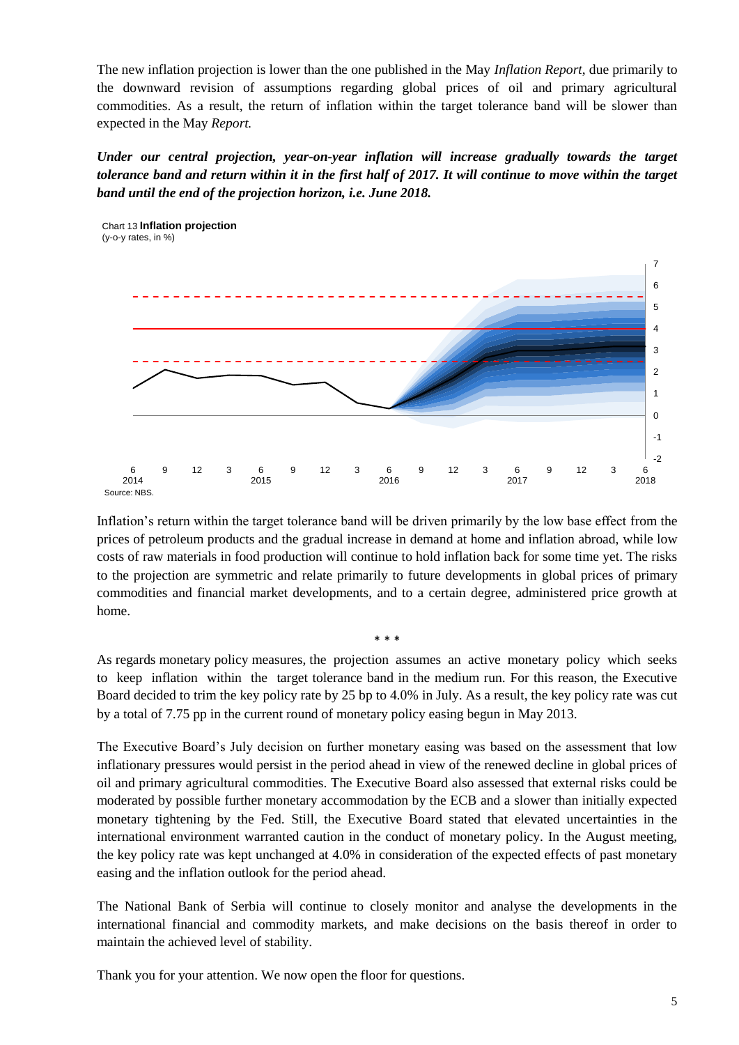The new inflation projection is lower than the one published in the May *Inflation Report*, due primarily to the downward revision of assumptions regarding global prices of oil and primary agricultural commodities. As a result, the return of inflation within the target tolerance band will be slower than expected in the May *Report.*

***Under our central projection, year-on-year inflation will increase gradually towards the target tolerance band and return within it in the first half of 2017. It will continue to move within the target band until the end of the projection horizon, i.e. June 2018.***

Chart 13 **Inflation projection**
(y-o-y rates, in %)

7
6
5
4
3
2
1
0
-1
-2

6 2014
9
12
3
6 2015
9
12
3
6 2016
9
12
3
6 2017
9
12
3
6 2018

Source: NBS.

Inflation's return within the target tolerance band will be driven primarily by the low base effect from the prices of petroleum products and the gradual increase in demand at home and inflation abroad, while low costs of raw materials in food production will continue to hold inflation back for some time yet. The risks to the projection are symmetric and relate primarily to future developments in global prices of primary commodities and financial market developments, and to a certain degree, administered price growth at home.

\* \* \*

As regards monetary policy measures, the projection assumes an active monetary policy which seeks to keep inflation within the target tolerance band in the medium run. For this reason, the Executive Board decided to trim the key policy rate by 25 bp to 4.0% in July. As a result, the key policy rate was cut by a total of 7.75 pp in the current round of monetary policy easing begun in May 2013.

The Executive Board's July decision on further monetary easing was based on the assessment that low inflationary pressures would persist in the period ahead in view of the renewed decline in global prices of oil and primary agricultural commodities. The Executive Board also assessed that external risks could be moderated by possible further monetary accommodation by the ECB and a slower than initially expected monetary tightening by the Fed. Still, the Executive Board stated that elevated uncertainties in the international environment warranted caution in the conduct of monetary policy. In the August meeting, the key policy rate was kept unchanged at 4.0% in consideration of the expected effects of past monetary easing and the inflation outlook for the period ahead.

The National Bank of Serbia will continue to closely monitor and analyse the developments in the international financial and commodity markets, and make decisions on the basis thereof in order to maintain the achieved level of stability.

Thank you for your attention. We now open the floor for questions.